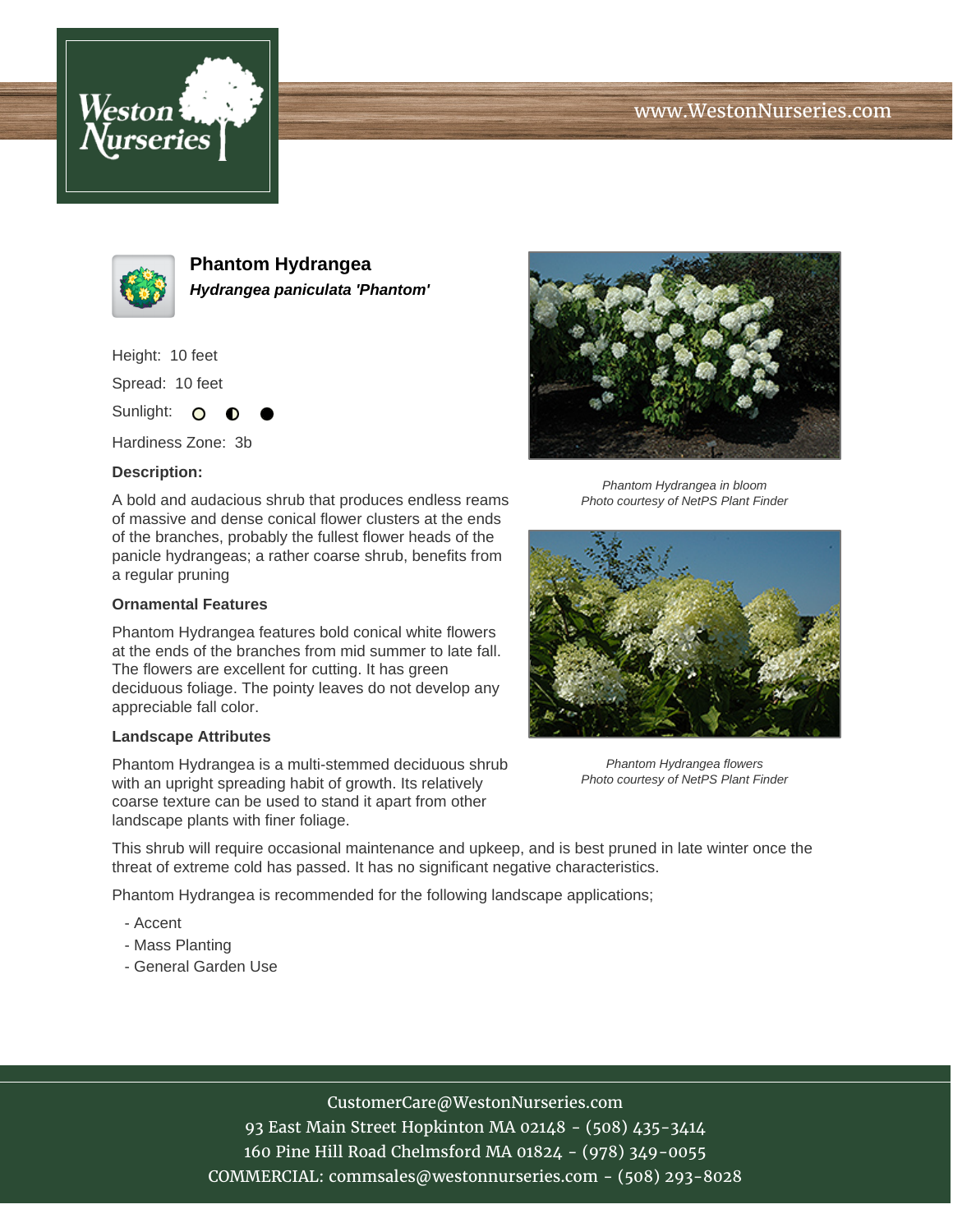www.WestonNurseries.com

# Phantom Hydrangea

***Hydrangea paniculata 'Phantom'***

Height: 10 feet

Spread: 10 feet

Sunlight:

Hardiness Zone: 3b

**Description:**

A bold and audacious shrub that produces endless reams of massive and dense conical flower clusters at the ends of the branches, probably the fullest flower heads of the panicle hydrangeas; a rather coarse shrub, benefits from a regular pruning

*Phantom Hydrangea in bloom*
*Photo courtesy of NetPS Plant Finder*

**Ornamental Features**

Phantom Hydrangea features bold conical white flowers at the ends of the branches from mid summer to late fall. The flowers are excellent for cutting. It has green deciduous foliage. The pointy leaves do not develop any appreciable fall color.

*Phantom Hydrangea flowers*
*Photo courtesy of NetPS Plant Finder*

**Landscape Attributes**

Phantom Hydrangea is a multi-stemmed deciduous shrub with an upright spreading habit of growth. Its relatively coarse texture can be used to stand it apart from other landscape plants with finer foliage.

This shrub will require occasional maintenance and upkeep, and is best pruned in late winter once the threat of extreme cold has passed. It has no significant negative characteristics.

Phantom Hydrangea is recommended for the following landscape applications;

- Accent
- Mass Planting
- General Garden Use

CustomerCare@WestonNurseries.com
93 East Main Street Hopkinton MA 02148 - (508) 435-3414
160 Pine Hill Road Chelmsford MA 01824 - (978) 349-0055
COMMERCIAL: commsales@westonnurseries.com - (508) 293-8028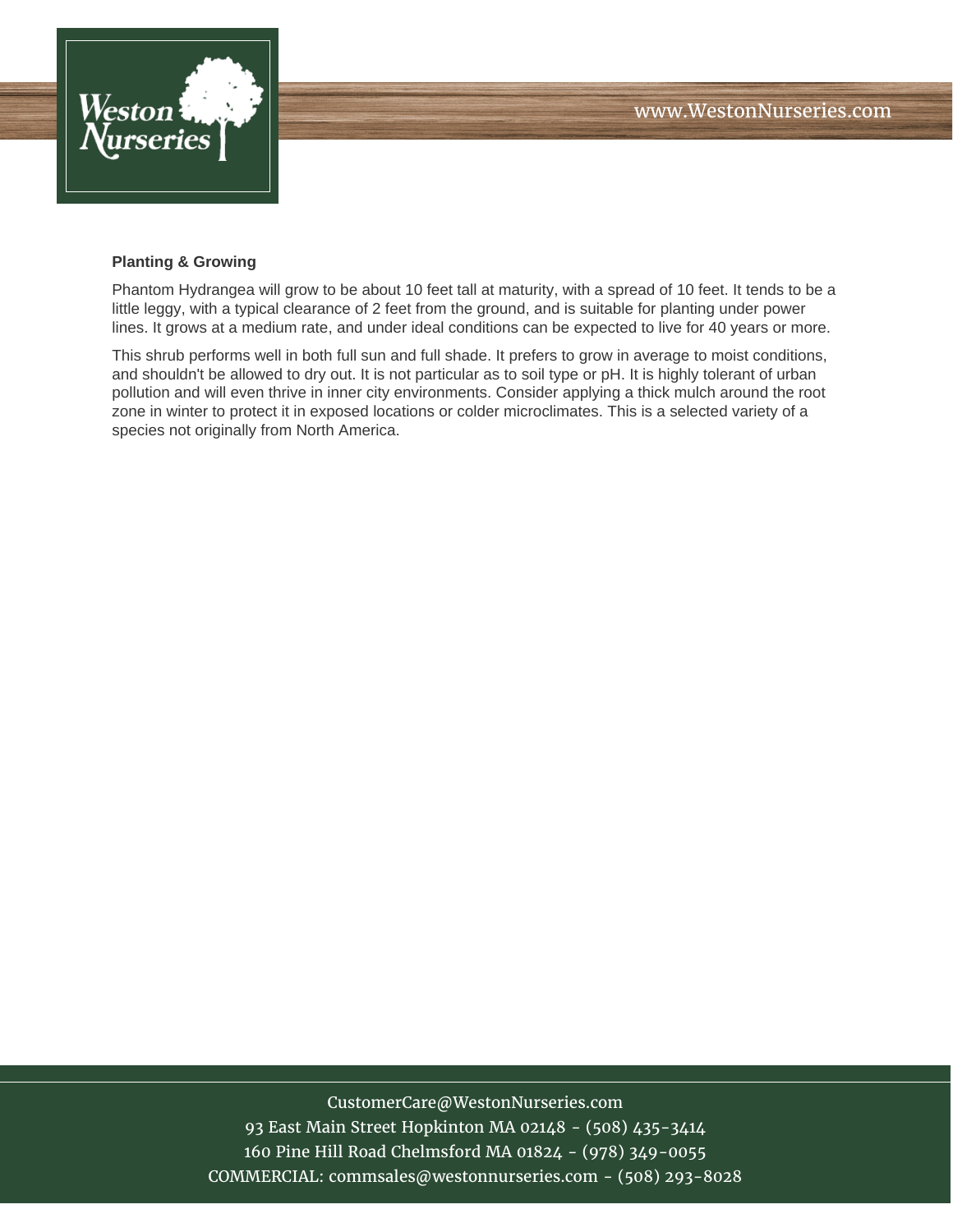### Planting & Growing

Phantom Hydrangea will grow to be about 10 feet tall at maturity, with a spread of 10 feet. It tends to be a little leggy, with a typical clearance of 2 feet from the ground, and is suitable for planting under power lines. It grows at a medium rate, and under ideal conditions can be expected to live for 40 years or more.

This shrub performs well in both full sun and full shade. It prefers to grow in average to moist conditions, and shouldn't be allowed to dry out. It is not particular as to soil type or pH. It is highly tolerant of urban pollution and will even thrive in inner city environments. Consider applying a thick mulch around the root zone in winter to protect it in exposed locations or colder microclimates. This is a selected variety of a species not originally from North America.